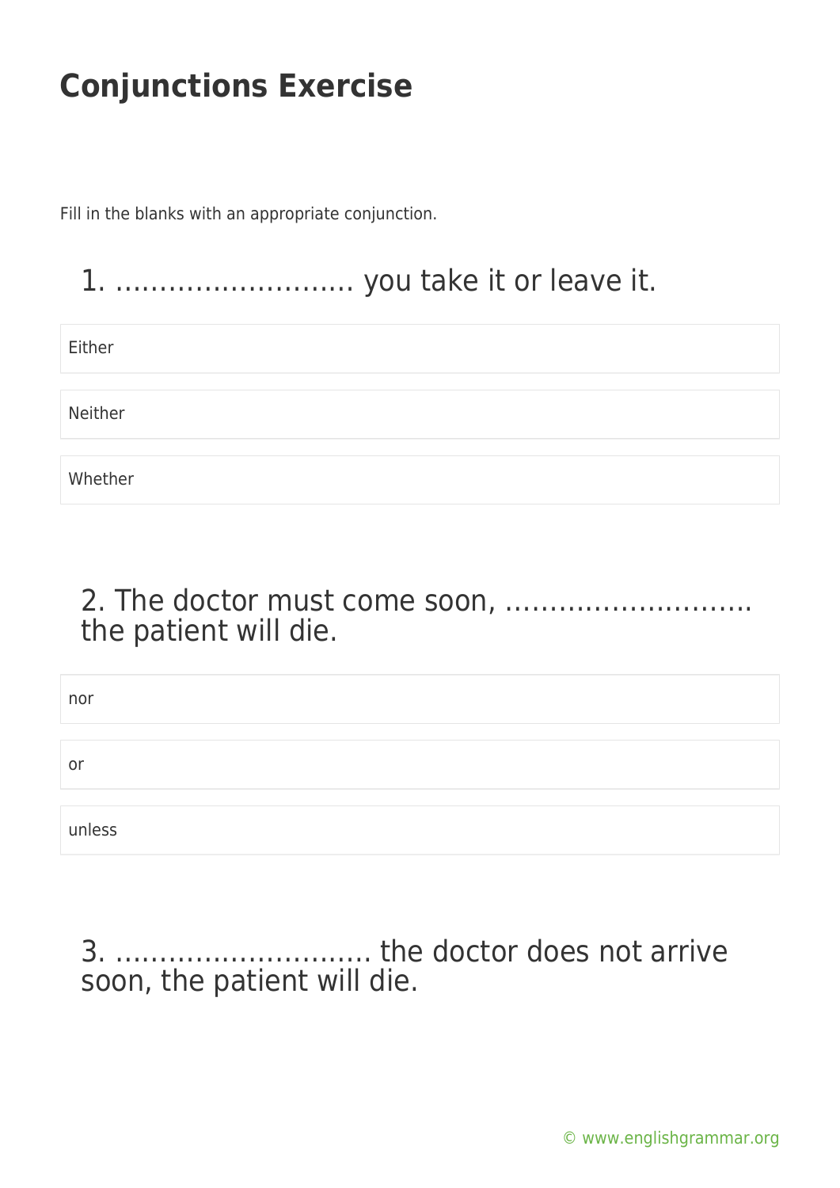# Conjunctions Exercise

Fill in the blanks with an appropriate conjunction.

## 1. ……………………… you take it or leave it.

Either

Neither

Whether

## 2. The doctor must come soon, ……………………… the patient will die.

nor

or

unless

## 3. ……………………… the doctor does not arrive soon, the patient will die.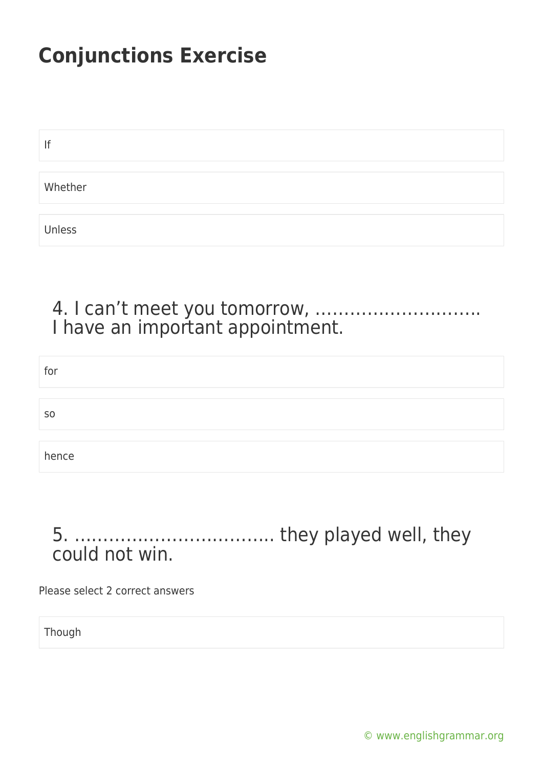# Conjunctions Exercise

If

Whether

Unless

## 4. I can't meet you tomorrow, ……………………….. I have an important appointment.

for

so

hence

## 5. …………………………….. they played well, they could not win.

Please select 2 correct answers

Though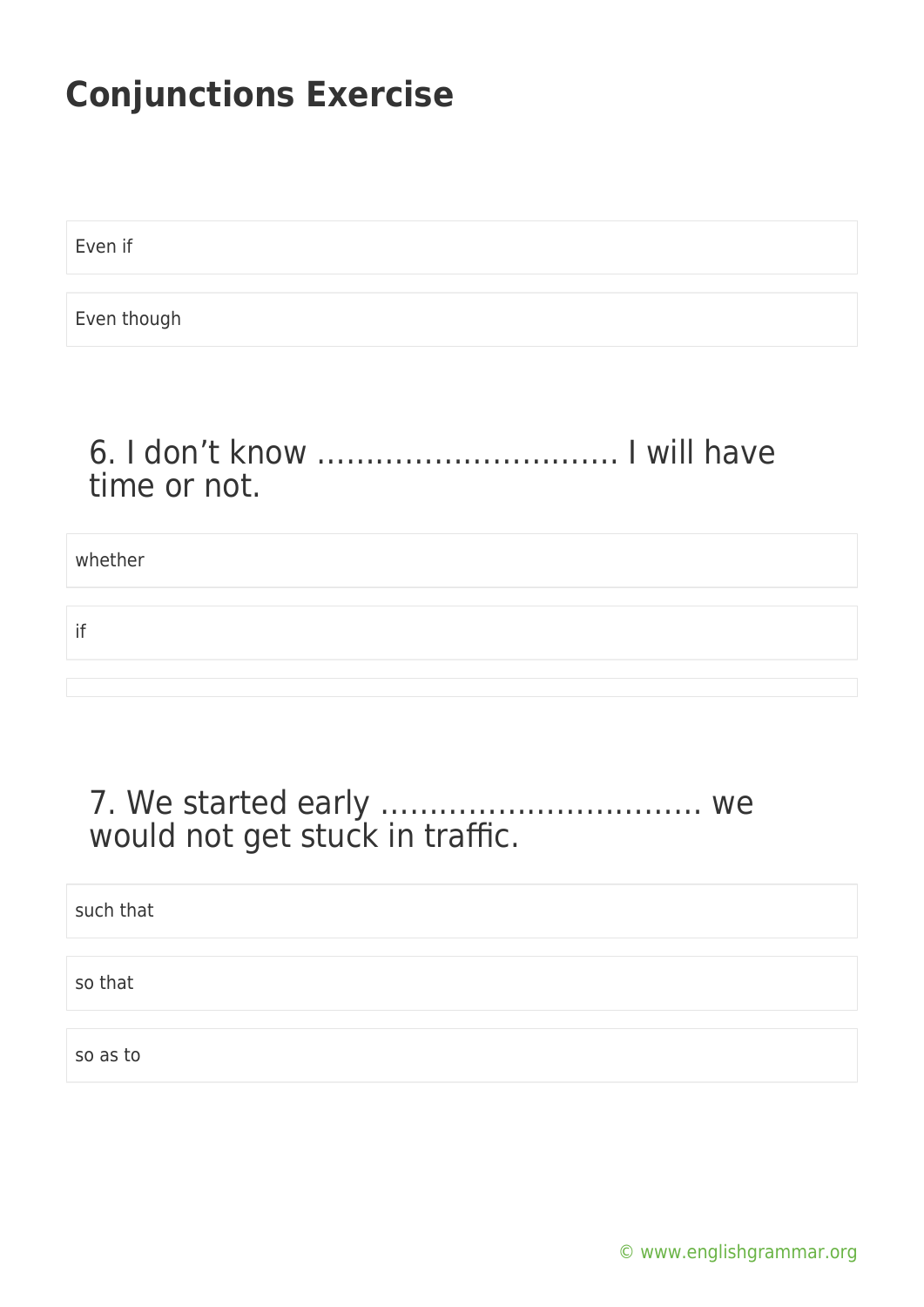# Conjunctions Exercise

Even if

Even though

### 6. I don’t know ………………………… I will have time or not.

whether

if

### 7. We started early …………………………… we would not get stuck in traffic.

such that

so that

so as to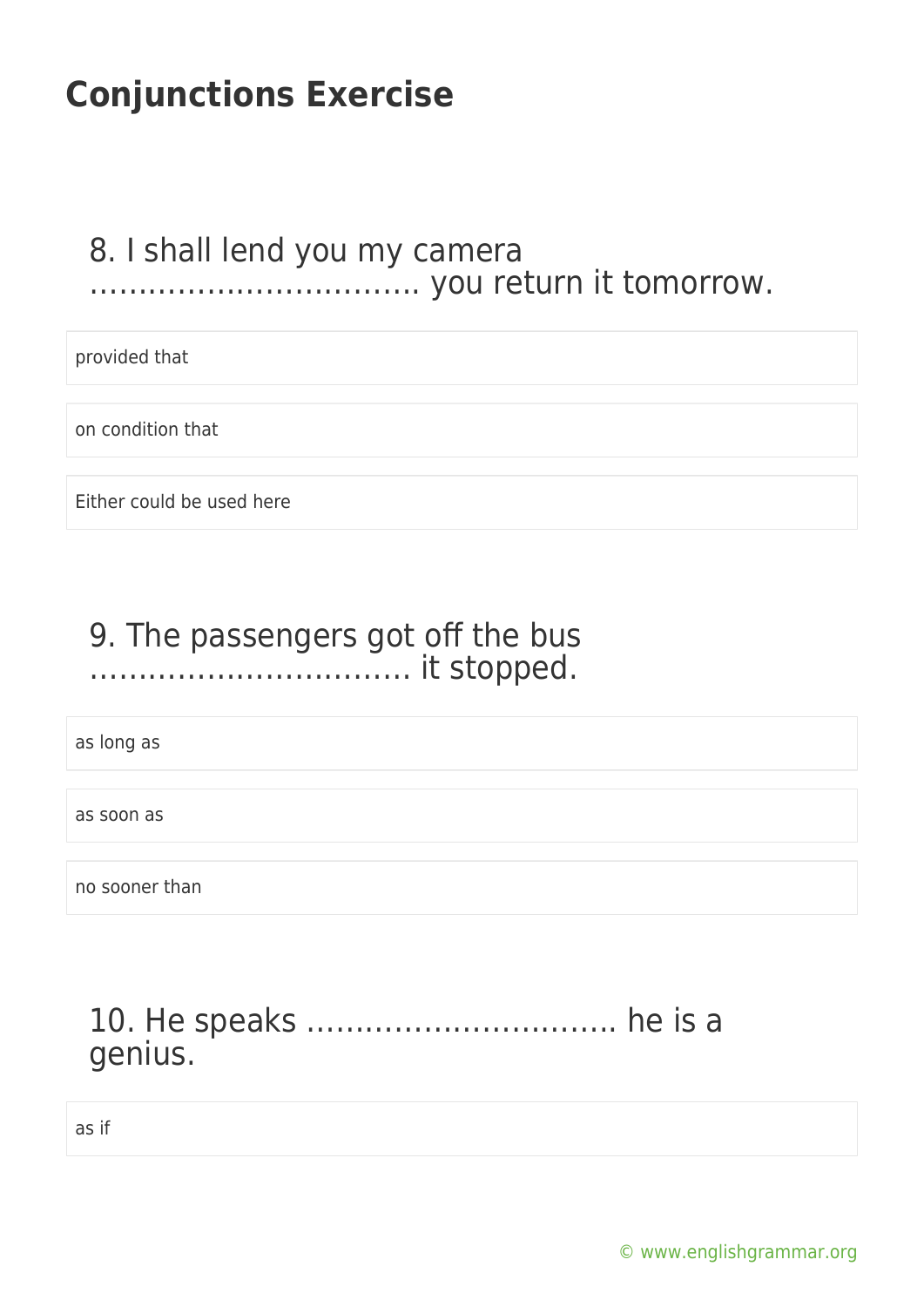# Conjunctions Exercise

## 8. I shall lend you my camera …………………………… you return it tomorrow.

provided that

on condition that

Either could be used here

## 9. The passengers got off the bus …………………………… it stopped.

as long as

as soon as

no sooner than

## 10. He speaks …………………………… he is a genius.

as if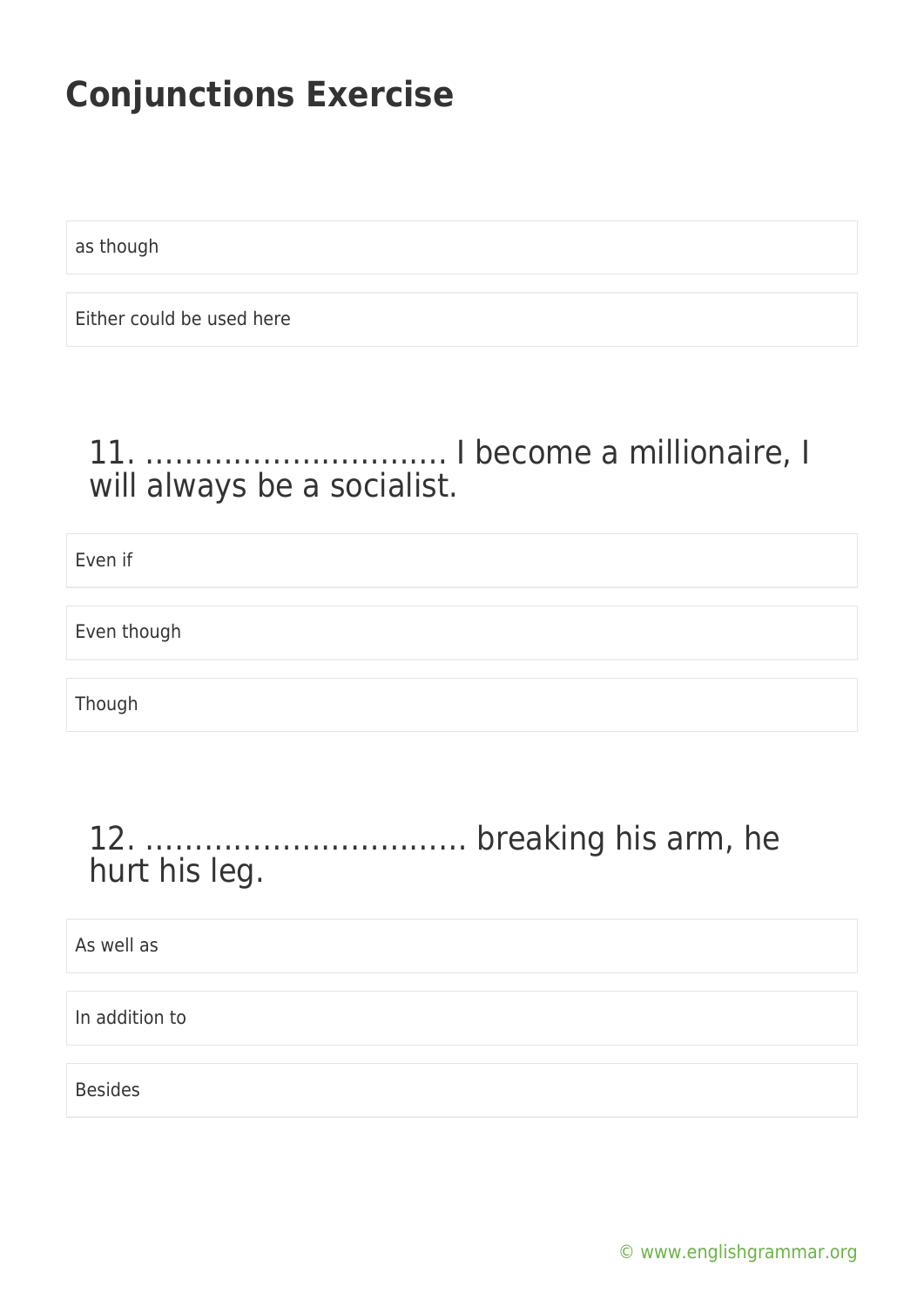# Conjunctions Exercise

as though

Either could be used here

### 11. ………………………… I become a millionaire, I will always be a socialist.

Even if

Even though

Though

### 12. …………………………… breaking his arm, he hurt his leg.

As well as

In addition to

Besides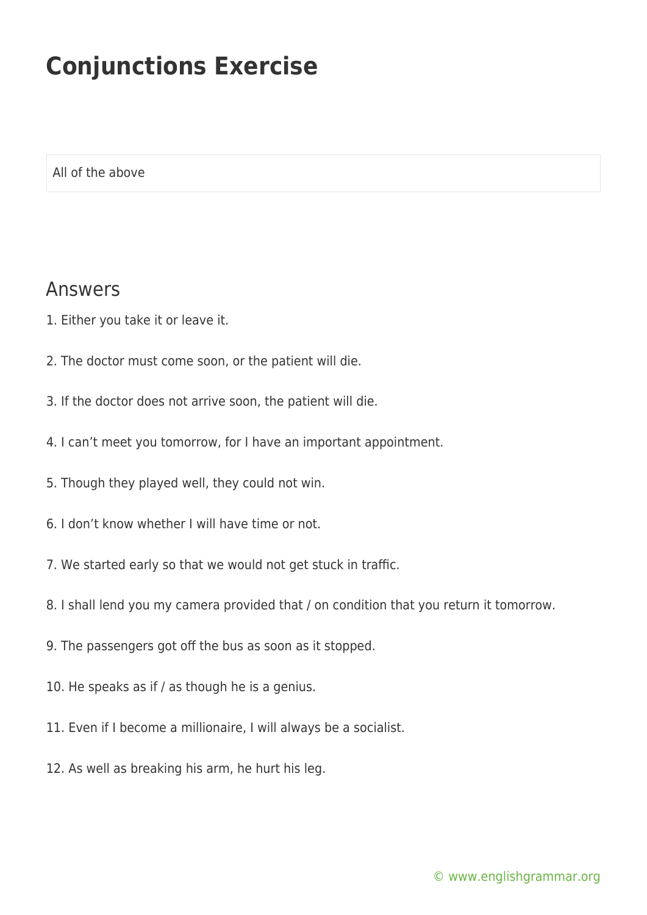# Conjunctions Exercise

All of the above

## Answers

1. Either you take it or leave it.

2. The doctor must come soon, or the patient will die.

3. If the doctor does not arrive soon, the patient will die.

4. I can't meet you tomorrow, for I have an important appointment.

5. Though they played well, they could not win.

6. I don't know whether I will have time or not.

7. We started early so that we would not get stuck in traffic.

8. I shall lend you my camera provided that / on condition that you return it tomorrow.

9. The passengers got off the bus as soon as it stopped.

10. He speaks as if / as though he is a genius.

11. Even if I become a millionaire, I will always be a socialist.

12. As well as breaking his arm, he hurt his leg.